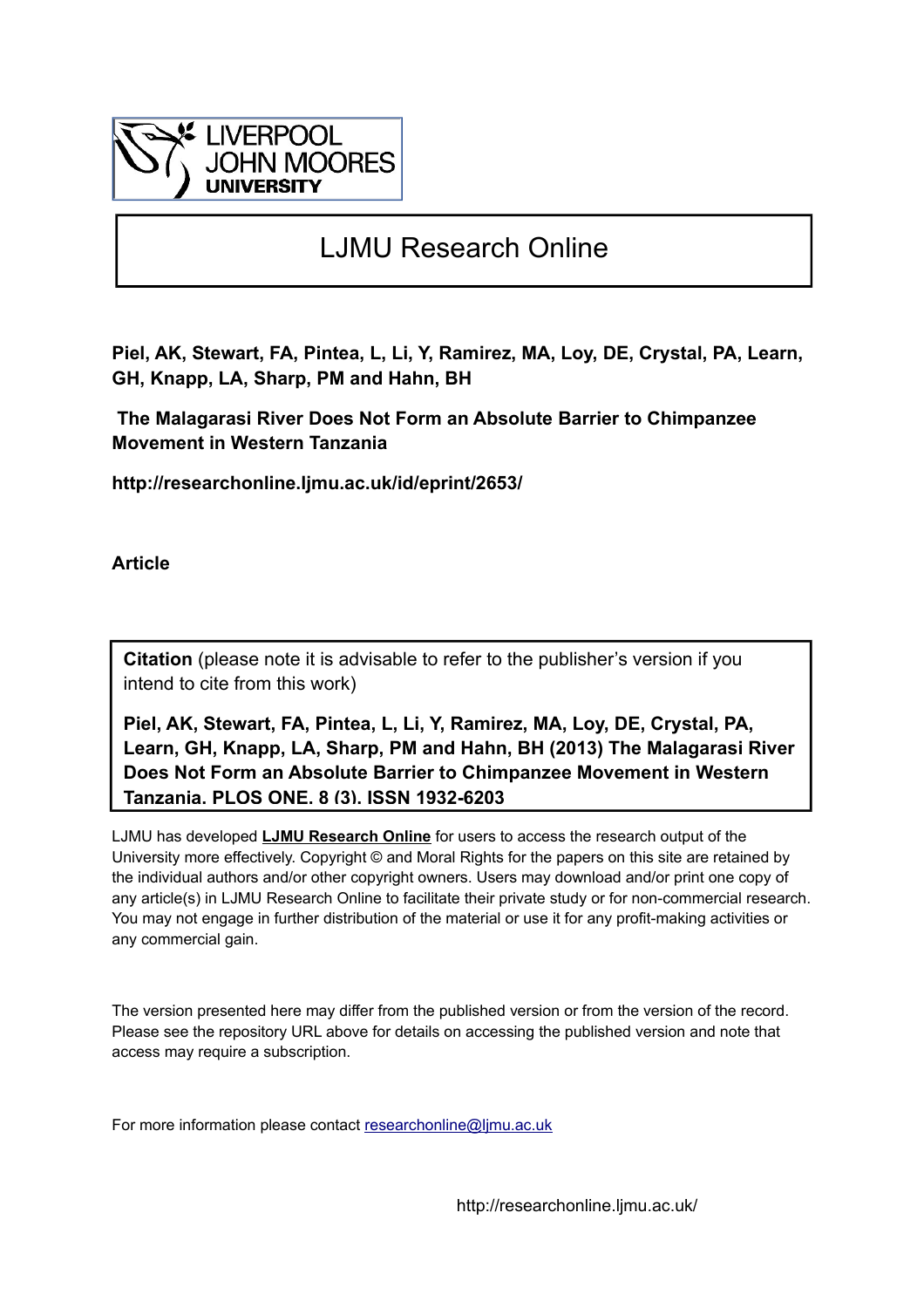LIVERPOOL JOHN MOORES UNIVERSITY

# LJMU Research Online

**Piel, AK, Stewart, FA, Pintea, L, Li, Y, Ramirez, MA, Loy, DE, Crystal, PA, Learn, GH, Knapp, LA, Sharp, PM and Hahn, BH**

**The Malagarasi River Does Not Form an Absolute Barrier to Chimpanzee Movement in Western Tanzania**

**http://researchonline.ljmu.ac.uk/id/eprint/2653/**

**Article**

**Citation** (please note it is advisable to refer to the publisher's version if you intend to cite from this work)

**Piel, AK, Stewart, FA, Pintea, L, Li, Y, Ramirez, MA, Loy, DE, Crystal, PA, Learn, GH, Knapp, LA, Sharp, PM and Hahn, BH (2013) The Malagarasi River Does Not Form an Absolute Barrier to Chimpanzee Movement in Western Tanzania. PLOS ONE, 8 (3). ISSN 1932-6203**

LJMU has developed **LJMU Research Online** for users to access the research output of the University more effectively. Copyright © and Moral Rights for the papers on this site are retained by the individual authors and/or other copyright owners. Users may download and/or print one copy of any article(s) in LJMU Research Online to facilitate their private study or for non-commercial research. You may not engage in further distribution of the material or use it for any profit-making activities or any commercial gain.

The version presented here may differ from the published version or from the version of the record. Please see the repository URL above for details on accessing the published version and note that access may require a subscription.

For more information please contact researchonline@ljmu.ac.uk

http://researchonline.ljmu.ac.uk/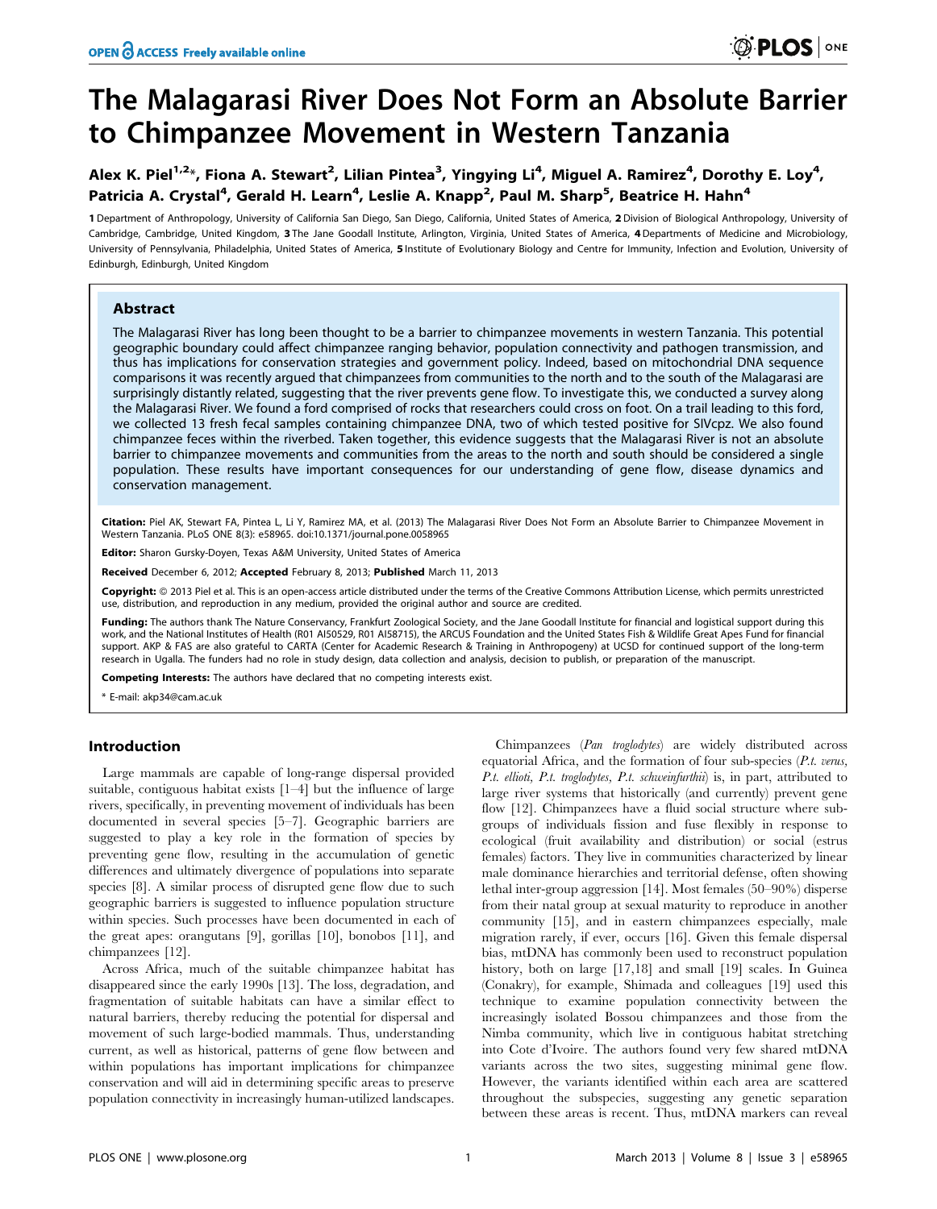# The Malagarasi River Does Not Form an Absolute Barrier to Chimpanzee Movement in Western Tanzania

**Alex K. Piel[1,2]\*, Fiona A. Stewart[2], Lilian Pintea[3], Yingying Li[4], Miguel A. Ramirez[4], Dorothy E. Loy[4], Patricia A. Crystal[4], Gerald H. Learn[4], Leslie A. Knapp[2], Paul M. Sharp[5], Beatrice H. Hahn[4]**

**1** Department of Anthropology, University of California San Diego, San Diego, California, United States of America, **2** Division of Biological Anthropology, University of Cambridge, Cambridge, United Kingdom, **3** The Jane Goodall Institute, Arlington, Virginia, United States of America, **4** Departments of Medicine and Microbiology, University of Pennsylvania, Philadelphia, United States of America, **5** Institute of Evolutionary Biology and Centre for Immunity, Infection and Evolution, University of Edinburgh, Edinburgh, United Kingdom

## Abstract

The Malagarasi River has long been thought to be a barrier to chimpanzee movements in western Tanzania. This potential geographic boundary could affect chimpanzee ranging behavior, population connectivity and pathogen transmission, and thus has implications for conservation strategies and government policy. Indeed, based on mitochondrial DNA sequence comparisons it was recently argued that chimpanzees from communities to the north and to the south of the Malagarasi are surprisingly distantly related, suggesting that the river prevents gene flow. To investigate this, we conducted a survey along the Malagarasi River. We found a ford comprised of rocks that researchers could cross on foot. On a trail leading to this ford, we collected 13 fresh fecal samples containing chimpanzee DNA, two of which tested positive for SIVcpz. We also found chimpanzee feces within the riverbed. Taken together, this evidence suggests that the Malagarasi River is not an absolute barrier to chimpanzee movements and communities from the areas to the north and south should be considered a single population. These results have important consequences for our understanding of gene flow, disease dynamics and conservation management.

**Citation:** Piel AK, Stewart FA, Pintea L, Li Y, Ramirez MA, et al. (2013) The Malagarasi River Does Not Form an Absolute Barrier to Chimpanzee Movement in Western Tanzania. PLoS ONE 8(3): e58965. doi:10.1371/journal.pone.0058965

**Editor:** Sharon Gursky-Doyen, Texas A&M University, United States of America

**Received** December 6, 2012; **Accepted** February 8, 2013; **Published** March 11, 2013

**Copyright:** © 2013 Piel et al. This is an open-access article distributed under the terms of the Creative Commons Attribution License, which permits unrestricted use, distribution, and reproduction in any medium, provided the original author and source are credited.

**Funding:** The authors thank The Nature Conservancy, Frankfurt Zoological Society, and the Jane Goodall Institute for financial and logistical support during this work, and the National Institutes of Health (R01 AI50529, R01 AI58715), the ARCUS Foundation and the United States Fish & Wildlife Great Apes Fund for financial support. AKP & FAS are also grateful to CARTA (Center for Academic Research & Training in Anthropogeny) at UCSD for continued support of the long-term research in Ugalla. The funders had no role in study design, data collection and analysis, decision to publish, or preparation of the manuscript.

**Competing Interests:** The authors have declared that no competing interests exist.

\* E-mail: akp34@cam.ac.uk

## Introduction

Large mammals are capable of long-range dispersal provided suitable, contiguous habitat exists [1–4] but the influence of large rivers, specifically, in preventing movement of individuals has been documented in several species [5–7]. Geographic barriers are suggested to play a key role in the formation of species by preventing gene flow, resulting in the accumulation of genetic differences and ultimately divergence of populations into separate species [8]. A similar process of disrupted gene flow due to such geographic barriers is suggested to influence population structure within species. Such processes have been documented in each of the great apes: orangutans [9], gorillas [10], bonobos [11], and chimpanzees [12].

Across Africa, much of the suitable chimpanzee habitat has disappeared since the early 1990s [13]. The loss, degradation, and fragmentation of suitable habitats can have a similar effect to natural barriers, thereby reducing the potential for dispersal and movement of such large-bodied mammals. Thus, understanding current, as well as historical, patterns of gene flow between and within populations has important implications for chimpanzee conservation and will aid in determining specific areas to preserve population connectivity in increasingly human-utilized landscapes.

Chimpanzees (*Pan troglodytes*) are widely distributed across equatorial Africa, and the formation of four sub-species (*P.t. verus*, *P.t. ellioti*, *P.t. troglodytes*, *P.t. schweinfurthii*) is, in part, attributed to large river systems that historically (and currently) prevent gene flow [12]. Chimpanzees have a fluid social structure where subgroups of individuals fission and fuse flexibly in response to ecological (fruit availability and distribution) or social (estrus females) factors. They live in communities characterized by linear male dominance hierarchies and territorial defense, often showing lethal inter-group aggression [14]. Most females (50–90%) disperse from their natal group at sexual maturity to reproduce in another community [15], and in eastern chimpanzees especially, male migration rarely, if ever, occurs [16]. Given this female dispersal bias, mtDNA has commonly been used to reconstruct population history, both on large [17,18] and small [19] scales. In Guinea (Conakry), for example, Shimada and colleagues [19] used this technique to examine population connectivity between the increasingly isolated Bossou chimpanzees and those from the Nimba community, which live in contiguous habitat stretching into Cote d'Ivoire. The authors found very few shared mtDNA variants across the two sites, suggesting minimal gene flow. However, the variants identified within each area are scattered throughout the subspecies, suggesting any genetic separation between these areas is recent. Thus, mtDNA markers can reveal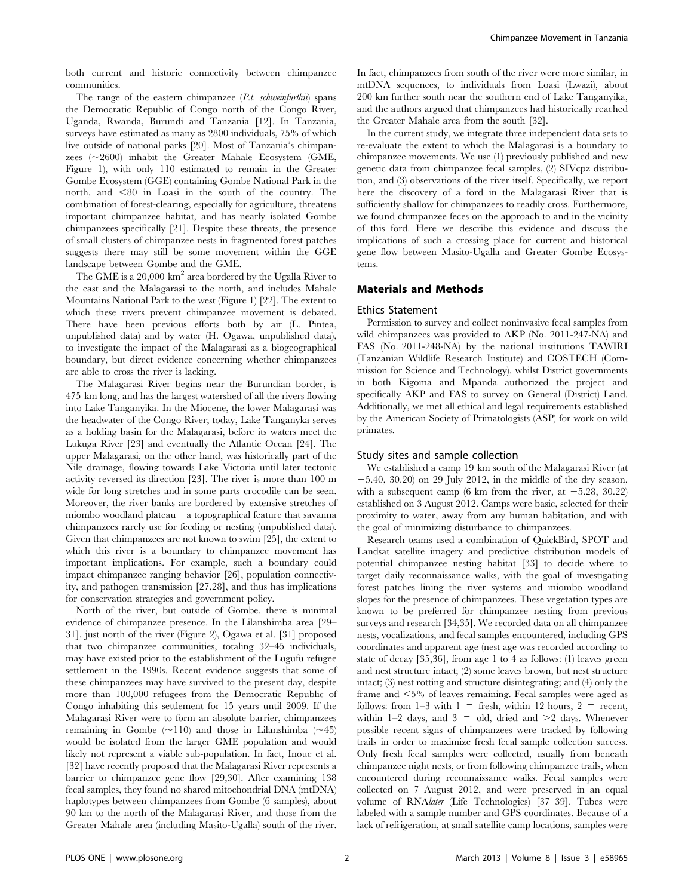both current and historic connectivity between chimpanzee communities.

The range of the eastern chimpanzee (*P.t. schweinfurthii*) spans the Democratic Republic of Congo north of the Congo River, Uganda, Rwanda, Burundi and Tanzania [12]. In Tanzania, surveys have estimated as many as 2800 individuals, 75% of which live outside of national parks [20]. Most of Tanzania's chimpanzees (~2600) inhabit the Greater Mahale Ecosystem (GME, Figure 1), with only 110 estimated to remain in the Greater Gombe Ecosystem (GGE) containing Gombe National Park in the north, and <80 in Loasi in the south of the country. The combination of forest-clearing, especially for agriculture, threatens important chimpanzee habitat, and has nearly isolated Gombe chimpanzees specifically [21]. Despite these threats, the presence of small clusters of chimpanzee nests in fragmented forest patches suggests there may still be some movement within the GGE landscape between Gombe and the GME.

The GME is a 20,000 km$^2$ area bordered by the Ugalla River to the east and the Malagarasi to the north, and includes Mahale Mountains National Park to the west (Figure 1) [22]. The extent to which these rivers prevent chimpanzee movement is debated. There have been previous efforts both by air (L. Pintea, unpublished data) and by water (H. Ogawa, unpublished data), to investigate the impact of the Malagarasi as a biogeographical boundary, but direct evidence concerning whether chimpanzees are able to cross the river is lacking.

The Malagarasi River begins near the Burundian border, is 475 km long, and has the largest watershed of all the rivers flowing into Lake Tanganyika. In the Miocene, the lower Malagarasi was the headwater of the Congo River; today, Lake Tanganyka serves as a holding basin for the Malagarasi, before its waters meet the Lukuga River [23] and eventually the Atlantic Ocean [24]. The upper Malagarasi, on the other hand, was historically part of the Nile drainage, flowing towards Lake Victoria until later tectonic activity reversed its direction [23]. The river is more than 100 m wide for long stretches and in some parts crocodile can be seen. Moreover, the river banks are bordered by extensive stretches of miombo woodland plateau – a topographical feature that savanna chimpanzees rarely use for feeding or nesting (unpublished data). Given that chimpanzees are not known to swim [25], the extent to which this river is a boundary to chimpanzee movement has important implications. For example, such a boundary could impact chimpanzee ranging behavior [26], population connectivity, and pathogen transmission [27,28], and thus has implications for conservation strategies and government policy.

North of the river, but outside of Gombe, there is minimal evidence of chimpanzee presence. In the Lilanshimba area [29–31], just north of the river (Figure 2), Ogawa et al. [31] proposed that two chimpanzee communities, totaling 32–45 individuals, may have existed prior to the establishment of the Lugufu refugee settlement in the 1990s. Recent evidence suggests that some of these chimpanzees may have survived to the present day, despite more than 100,000 refugees from the Democratic Republic of Congo inhabiting this settlement for 15 years until 2009. If the Malagarasi River were to form an absolute barrier, chimpanzees remaining in Gombe (~110) and those in Lilanshimba (~45) would be isolated from the larger GME population and would likely not represent a viable sub-population. In fact, Inoue et al. [32] have recently proposed that the Malagarasi River represents a barrier to chimpanzee gene flow [29,30]. After examining 138 fecal samples, they found no shared mitochondrial DNA (mtDNA) haplotypes between chimpanzees from Gombe (6 samples), about 90 km to the north of the Malagarasi River, and those from the Greater Mahale area (including Masito-Ugalla) south of the river. In fact, chimpanzees from south of the river were more similar, in mtDNA sequences, to individuals from Loasi (Lwazi), about 200 km further south near the southern end of Lake Tanganyika, and the authors argued that chimpanzees had historically reached the Greater Mahale area from the south [32].

In the current study, we integrate three independent data sets to re-evaluate the extent to which the Malagarasi is a boundary to chimpanzee movements. We use (1) previously published and new genetic data from chimpanzee fecal samples, (2) SIVcpz distribution, and (3) observations of the river itself. Specifically, we report here the discovery of a ford in the Malagarasi River that is sufficiently shallow for chimpanzees to readily cross. Furthermore, we found chimpanzee feces on the approach to and in the vicinity of this ford. Here we describe this evidence and discuss the implications of such a crossing place for current and historical gene flow between Masito-Ugalla and Greater Gombe Ecosystems.

## Materials and Methods

### Ethics Statement

Permission to survey and collect noninvasive fecal samples from wild chimpanzees was provided to AKP (No. 2011-247-NA) and FAS (No. 2011-248-NA) by the national institutions TAWIRI (Tanzanian Wildlife Research Institute) and COSTECH (Commission for Science and Technology), whilst District governments in both Kigoma and Mpanda authorized the project and specifically AKP and FAS to survey on General (District) Land. Additionally, we met all ethical and legal requirements established by the American Society of Primatologists (ASP) for work on wild primates.

### Study sites and sample collection

We established a camp 19 km south of the Malagarasi River (at −5.40, 30.20) on 29 July 2012, in the middle of the dry season, with a subsequent camp (6 km from the river, at −5.28, 30.22) established on 3 August 2012. Camps were basic, selected for their proximity to water, away from any human habitation, and with the goal of minimizing disturbance to chimpanzees.

Research teams used a combination of QuickBird, SPOT and Landsat satellite imagery and predictive distribution models of potential chimpanzee nesting habitat [33] to decide where to target daily reconnaissance walks, with the goal of investigating forest patches lining the river systems and miombo woodland slopes for the presence of chimpanzees. These vegetation types are known to be preferred for chimpanzee nesting from previous surveys and research [34,35]. We recorded data on all chimpanzee nests, vocalizations, and fecal samples encountered, including GPS coordinates and apparent age (nest age was recorded according to state of decay [35,36], from age 1 to 4 as follows: (1) leaves green and nest structure intact; (2) some leaves brown, but nest structure intact; (3) nest rotting and structure disintegrating; and (4) only the frame and <5% of leaves remaining. Fecal samples were aged as follows: from 1–3 with 1 = fresh, within 12 hours, 2 = recent, within 1–2 days, and 3 = old, dried and >2 days. Whenever possible recent signs of chimpanzees were tracked by following trails in order to maximize fresh fecal sample collection success. Only fresh fecal samples were collected, usually from beneath chimpanzee night nests, or from following chimpanzee trails, when encountered during reconnaissance walks. Fecal samples were collected on 7 August 2012, and were preserved in an equal volume of RNA*later* (Life Technologies) [37–39]. Tubes were labeled with a sample number and GPS coordinates. Because of a lack of refrigeration, at small satellite camp locations, samples were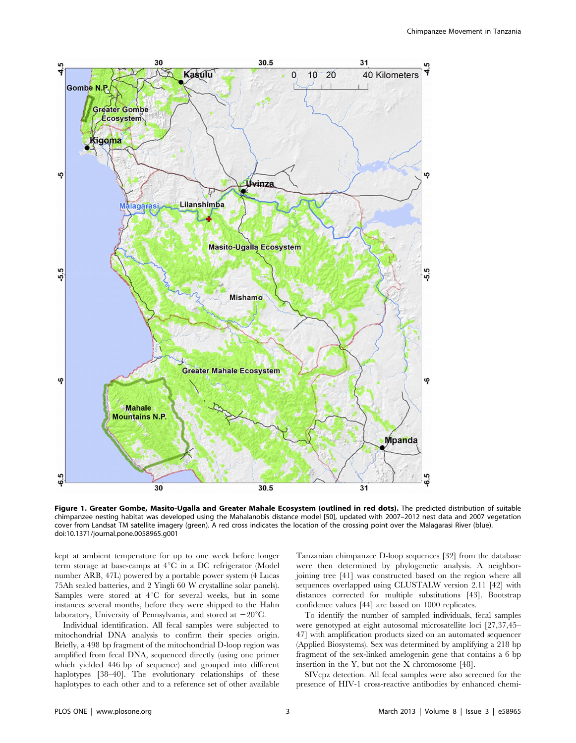**Figure 1. Greater Gombe, Masito-Ugalla and Greater Mahale Ecosystem (outlined in red dots).** The predicted distribution of suitable chimpanzee nesting habitat was developed using the Mahalanobis distance model [50], updated with 2007–2012 nest data and 2007 vegetation cover from Landsat TM satellite imagery (green). A red cross indicates the location of the crossing point over the Malagarasi River (blue).
doi:10.1371/journal.pone.0058965.g001

kept at ambient temperature for up to one week before longer term storage at base-camps at 4°C in a DC refrigerator (Model number ARB, 47L) powered by a portable power system (4 Lucas 75Ah sealed batteries, and 2 Yingli 60 W crystalline solar panels). Samples were stored at 4°C for several weeks, but in some instances several months, before they were shipped to the Hahn laboratory, University of Pennsylvania, and stored at −20°C.

Individual identification. All fecal samples were subjected to mitochondrial DNA analysis to confirm their species origin. Briefly, a 498 bp fragment of the mitochondrial D-loop region was amplified from fecal DNA, sequenced directly (using one primer which yielded 446 bp of sequence) and grouped into different haplotypes [38–40]. The evolutionary relationships of these haplotypes to each other and to a reference set of other available Tanzanian chimpanzee D-loop sequences [32] from the database were then determined by phylogenetic analysis. A neighbor-joining tree [41] was constructed based on the region where all sequences overlapped using CLUSTALW version 2.11 [42] with distances corrected for multiple substitutions [43]. Bootstrap confidence values [44] are based on 1000 replicates.

To identify the number of sampled individuals, fecal samples were genotyped at eight autosomal microsatellite loci [27,37,45–47] with amplification products sized on an automated sequencer (Applied Biosystems). Sex was determined by amplifying a 218 bp fragment of the sex-linked amelogenin gene that contains a 6 bp insertion in the Y, but not the X chromosome [48].

SIVcpz detection. All fecal samples were also screened for the presence of HIV-1 cross-reactive antibodies by enhanced chemi-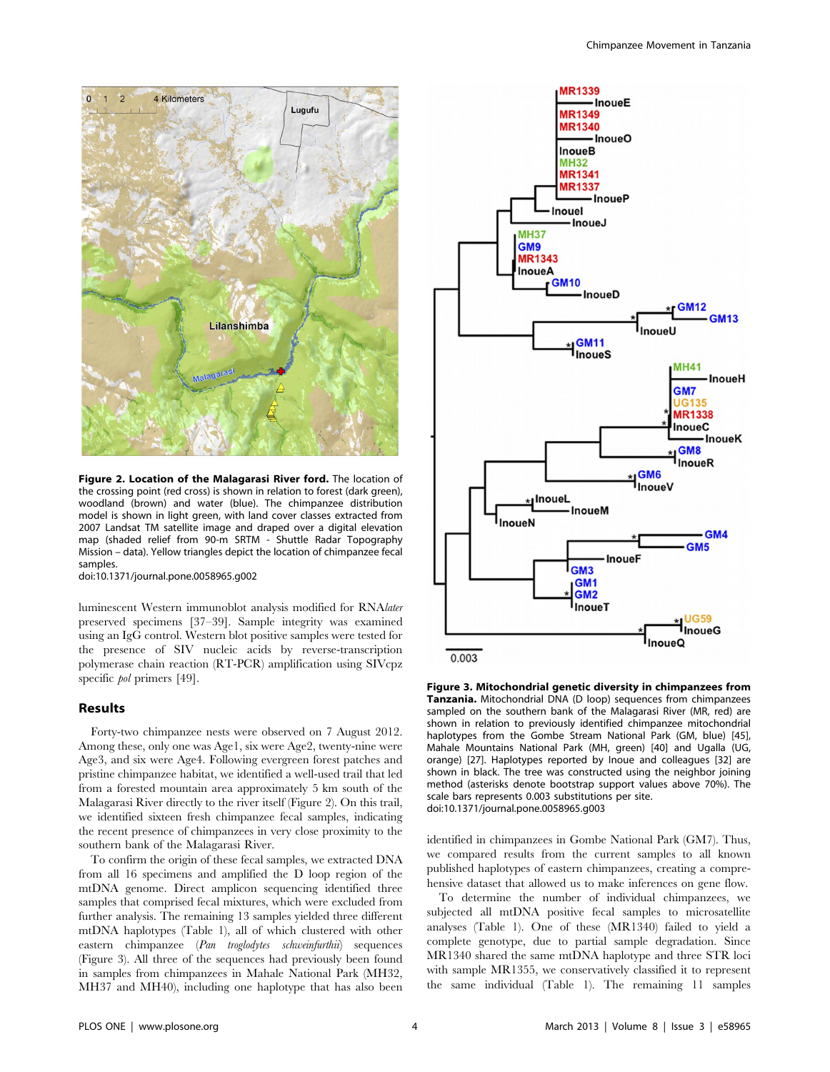Figure 2. **Location of the Malagarasi River ford.** The location of the crossing point (red cross) is shown in relation to forest (dark green), woodland (brown) and water (blue). The chimpanzee distribution model is shown in light green, with land cover classes extracted from 2007 Landsat TM satellite image and draped over a digital elevation map (shaded relief from 90-m SRTM - Shuttle Radar Topography Mission – data). Yellow triangles depict the location of chimpanzee fecal samples.
doi:10.1371/journal.pone.0058965.g002

luminescent Western immunoblot analysis modified for RNA*later* preserved specimens [37–39]. Sample integrity was examined using an IgG control. Western blot positive samples were tested for the presence of SIV nucleic acids by reverse-transcription polymerase chain reaction (RT-PCR) amplification using SIVcpz specific *pol* primers [49].

## Results

Forty-two chimpanzee nests were observed on 7 August 2012. Among these, only one was Age1, six were Age2, twenty-nine were Age3, and six were Age4. Following evergreen forest patches and pristine chimpanzee habitat, we identified a well-used trail that led from a forested mountain area approximately 5 km south of the Malagarasi River directly to the river itself (Figure 2). On this trail, we identified sixteen fresh chimpanzee fecal samples, indicating the recent presence of chimpanzees in very close proximity to the southern bank of the Malagarasi River.

To confirm the origin of these fecal samples, we extracted DNA from all 16 specimens and amplified the D loop region of the mtDNA genome. Direct amplicon sequencing identified three samples that comprised fecal mixtures, which were excluded from further analysis. The remaining 13 samples yielded three different mtDNA haplotypes (Table 1), all of which clustered with other eastern chimpanzee (*Pan troglodytes schweinfurthii*) sequences (Figure 3). All three of the sequences had previously been found in samples from chimpanzees in Mahale National Park (MH32, MH37 and MH40), including one haplotype that has also been identified in chimpanzees in Gombe National Park (GM7). Thus, we compared results from the current samples to all known published haplotypes of eastern chimpanzees, creating a comprehensive dataset that allowed us to make inferences on gene flow.

To determine the number of individual chimpanzees, we subjected all mtDNA positive fecal samples to microsatellite analyses (Table 1). One of these (MR1340) failed to yield a complete genotype, due to partial sample degradation. Since MR1340 shared the same mtDNA haplotype and three STR loci with sample MR1355, we conservatively classified it to represent the same individual (Table 1). The remaining 11 samples

**Figure 3. Mitochondrial genetic diversity in chimpanzees from Tanzania.** Mitochondrial DNA (D loop) sequences from chimpanzees sampled on the southern bank of the Malagarasi River (MR, red) are shown in relation to previously identified chimpanzee mitochondrial haplotypes from the Gombe Stream National Park (GM, blue) [45], Mahale Mountains National Park (MH, green) [40] and Ugalla (UG, orange) [27]. Haplotypes reported by Inoue and colleagues [32] are shown in black. The tree was constructed using the neighbor joining method (asterisks denote bootstrap support values above 70%). The scale bars represents 0.003 substitutions per site.
doi:10.1371/journal.pone.0058965.g003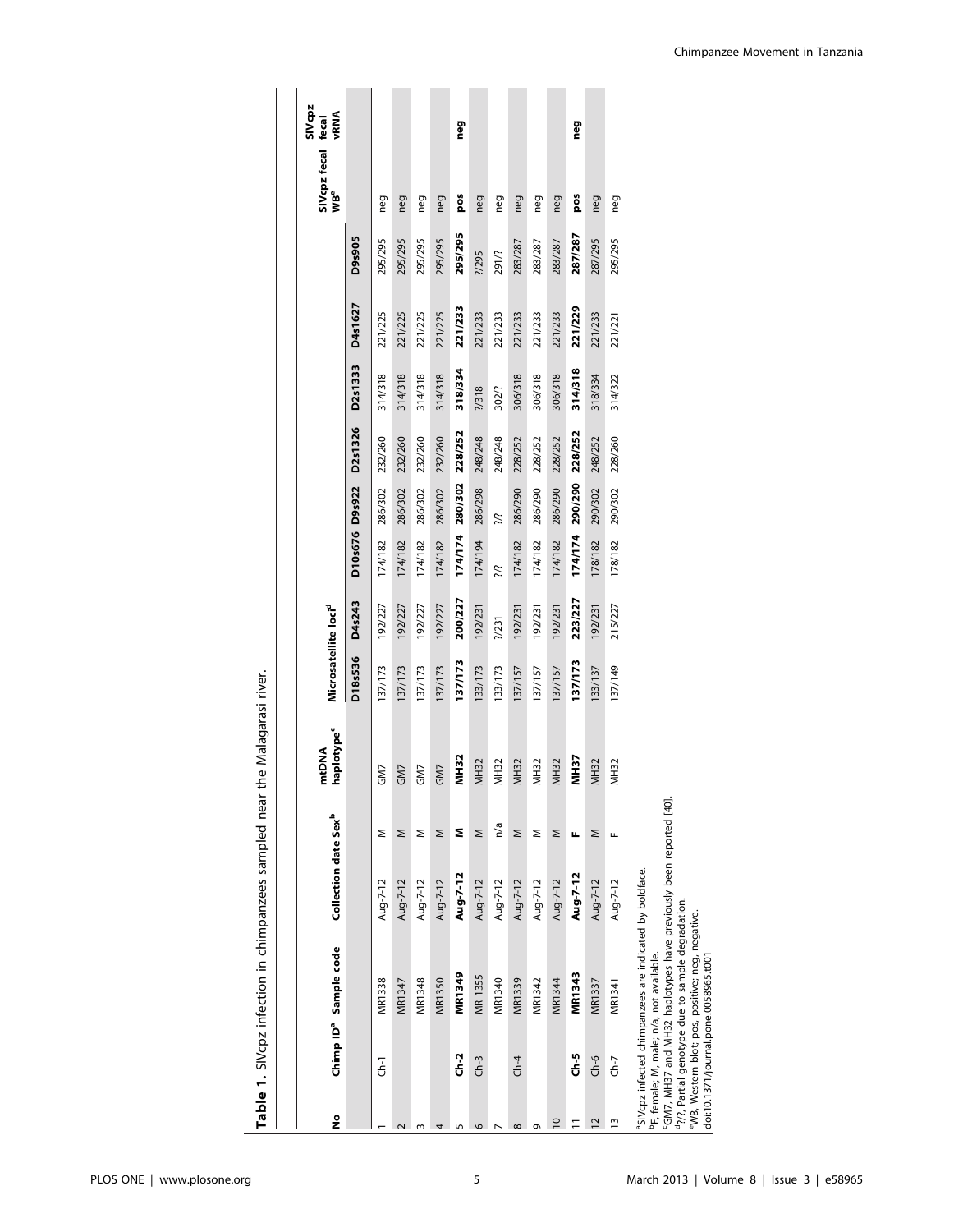**Table 1.** SIVcpz infection in chimpanzees sampled near the Malagarasi river.

| No | Chimp ID[a] | Sample code | Collection date | Sex[b] | mtDNA haplotype[c] | Microsatellite loci[d] | | | | | | | | SIVcpz fecal WB[e] | SIVcpz fecal vRNA |
|---|---|---|---|---|---|---|---|---|---|---|---|---|---|---|---|
| | | | | | | D18s536 | D4s243 | D10s676 | D9s922 | D2s1326 | D2s1333 | D4s1627 | D9s905 | | |
| 1 | Ch-1 | MR1338 | Aug-7-12 | M | GM7 | 137/173 | 192/227 | 174/182 | 286/302 | 232/260 | 314/318 | 221/225 | 295/295 | neg | |
| 2 | | MR1347 | Aug-7-12 | M | GM7 | 137/173 | 192/227 | 174/182 | 286/302 | 232/260 | 314/318 | 221/225 | 295/295 | neg | |
| 3 | | MR1348 | Aug-7-12 | M | GM7 | 137/173 | 192/227 | 174/182 | 286/302 | 232/260 | 314/318 | 221/225 | 295/295 | neg | |
| 4 | | MR1350 | Aug-7-12 | M | GM7 | 137/173 | 192/227 | 174/182 | 286/302 | 232/260 | 314/318 | 221/225 | 295/295 | neg | |
| 5 | **Ch-2** | **MR1349** | **Aug-7-12** | **M** | **MH32** | **137/173** | **200/227** | **174/174** | **280/302** | **228/252** | **318/334** | **221/233** | **295/295** | **pos** | **neg** |
| 6 | Ch-3 | MR 1355 | Aug-7-12 | M | MH32 | 133/173 | 192/231 | 174/194 | 286/298 | 248/248 | ?/318 | 221/233 | ?/295 | neg | |
| 7 | | MR1340 | Aug-7-12 | n/a | MH32 | 133/173 | ?/231 | ?/? | ?/? | 248/248 | 302/? | 221/233 | 291/? | neg | |
| 8 | Ch-4 | MR1339 | Aug-7-12 | M | MH32 | 137/157 | 192/231 | 174/182 | 286/290 | 228/252 | 306/318 | 221/233 | 283/287 | neg | |
| 9 | | MR1342 | Aug-7-12 | M | MH32 | 137/157 | 192/231 | 174/182 | 286/290 | 228/252 | 306/318 | 221/233 | 283/287 | neg | |
| 10 | | MR1344 | Aug-7-12 | M | MH32 | 137/157 | 192/231 | 174/182 | 286/290 | 228/252 | 306/318 | 221/233 | 283/287 | neg | |
| 11 | **Ch-5** | **MR1343** | **Aug-7-12** | **F** | **MH37** | **137/173** | **223/227** | **174/174** | **290/290** | **228/252** | **314/318** | **221/229** | **287/287** | **pos** | **neg** |
| 12 | Ch-6 | MR1337 | Aug-7-12 | M | MH32 | 133/137 | 192/231 | 178/182 | 290/302 | 248/252 | 318/334 | 221/233 | 287/295 | neg | |
| 13 | Ch-7 | MR1341 | Aug-7-12 | F | MH32 | 137/149 | 215/227 | 178/182 | 290/302 | 228/260 | 314/322 | 221/221 | 295/295 | neg | |

[a]SIVcpz infected chimpanzees are indicated by boldface.
[b]F, female; M, male; n/a, not available.
[c]GM7, MH37 and MH32 haplotypes have previously been reported [40].
[d]?/?, Partial genotype due to sample degradation.
[e]WB, Western blot; pos, positive; neg, negative.
doi:10.1371/journal.pone.0058965.t001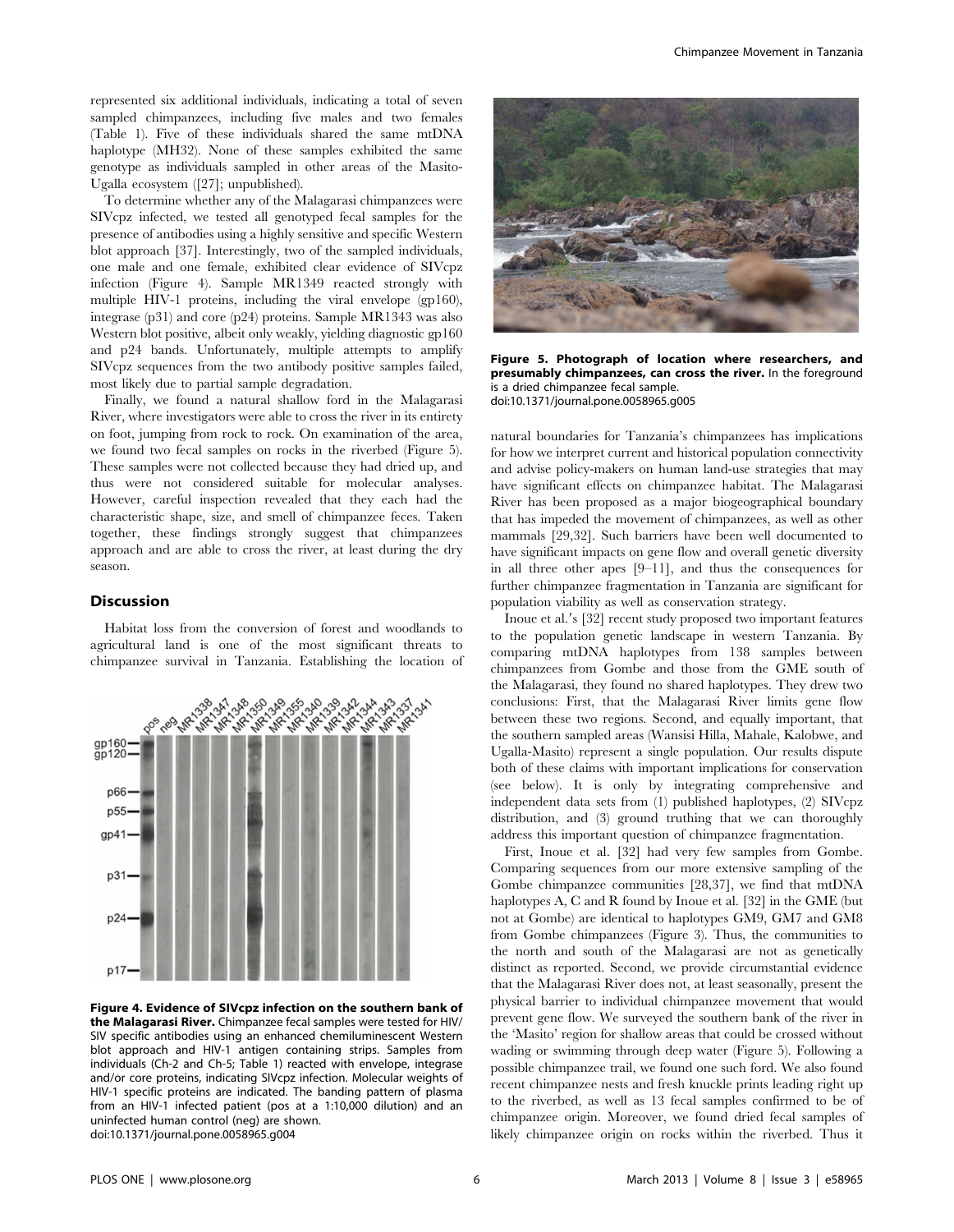represented six additional individuals, indicating a total of seven sampled chimpanzees, including five males and two females (Table 1). Five of these individuals shared the same mtDNA haplotype (MH32). None of these samples exhibited the same genotype as individuals sampled in other areas of the Masito-Ugalla ecosystem ([27]; unpublished).

To determine whether any of the Malagarasi chimpanzees were SIVcpz infected, we tested all genotyped fecal samples for the presence of antibodies using a highly sensitive and specific Western blot approach [37]. Interestingly, two of the sampled individuals, one male and one female, exhibited clear evidence of SIVcpz infection (Figure 4). Sample MR1349 reacted strongly with multiple HIV-1 proteins, including the viral envelope (gp160), integrase (p31) and core (p24) proteins. Sample MR1343 was also Western blot positive, albeit only weakly, yielding diagnostic gp160 and p24 bands. Unfortunately, multiple attempts to amplify SIVcpz sequences from the two antibody positive samples failed, most likely due to partial sample degradation.

Finally, we found a natural shallow ford in the Malagarasi River, where investigators were able to cross the river in its entirety on foot, jumping from rock to rock. On examination of the area, we found two fecal samples on rocks in the riverbed (Figure 5). These samples were not collected because they had dried up, and thus were not considered suitable for molecular analyses. However, careful inspection revealed that they each had the characteristic shape, size, and smell of chimpanzee feces. Taken together, these findings strongly suggest that chimpanzees approach and are able to cross the river, at least during the dry season.

## Discussion

Habitat loss from the conversion of forest and woodlands to agricultural land is one of the most significant threats to chimpanzee survival in Tanzania. Establishing the location of natural boundaries for Tanzania's chimpanzees has implications for how we interpret current and historical population connectivity and advise policy-makers on human land-use strategies that may have significant effects on chimpanzee habitat. The Malagarasi River has been proposed as a major biogeographical boundary that has impeded the movement of chimpanzees, as well as other mammals [29,32]. Such barriers have been well documented to have significant impacts on gene flow and overall genetic diversity in all three other apes [9–11], and thus the consequences for further chimpanzee fragmentation in Tanzania are significant for population viability as well as conservation strategy.

**Figure 4. Evidence of SIVcpz infection on the southern bank of the Malagarasi River.** Chimpanzee fecal samples were tested for HIV/SIV specific antibodies using an enhanced chemiluminescent Western blot approach and HIV-1 antigen containing strips. Samples from individuals (Ch-2 and Ch-5; Table 1) reacted with envelope, integrase and/or core proteins, indicating SIVcpz infection. Molecular weights of HIV-1 specific proteins are indicated. The banding pattern of plasma from an HIV-1 infected patient (pos at a 1:10,000 dilution) and an uninfected human control (neg) are shown.
doi:10.1371/journal.pone.0058965.g004

**Figure 5. Photograph of location where researchers, and presumably chimpanzees, can cross the river.** In the foreground is a dried chimpanzee fecal sample.
doi:10.1371/journal.pone.0058965.g005

Inoue et al.'s [32] recent study proposed two important features to the population genetic landscape in western Tanzania. By comparing mtDNA haplotypes from 138 samples between chimpanzees from Gombe and those from the GME south of the Malagarasi, they found no shared haplotypes. They drew two conclusions: First, that the Malagarasi River limits gene flow between these two regions. Second, and equally important, that the southern sampled areas (Wansisi Hilla, Mahale, Kalobwe, and Ugalla-Masito) represent a single population. Our results dispute both of these claims with important implications for conservation (see below). It is only by integrating comprehensive and independent data sets from (1) published haplotypes, (2) SIVcpz distribution, and (3) ground truthing that we can thoroughly address this important question of chimpanzee fragmentation.

First, Inoue et al. [32] had very few samples from Gombe. Comparing sequences from our more extensive sampling of the Gombe chimpanzee communities [28,37], we find that mtDNA haplotypes A, C and R found by Inoue et al. [32] in the GME (but not at Gombe) are identical to haplotypes GM9, GM7 and GM8 from Gombe chimpanzees (Figure 3). Thus, the communities to the north and south of the Malagarasi are not as genetically distinct as reported. Second, we provide circumstantial evidence that the Malagarasi River does not, at least seasonally, present the physical barrier to individual chimpanzee movement that would prevent gene flow. We surveyed the southern bank of the river in the 'Masito' region for shallow areas that could be crossed without wading or swimming through deep water (Figure 5). Following a possible chimpanzee trail, we found one such ford. We also found recent chimpanzee nests and fresh knuckle prints leading right up to the riverbed, as well as 13 fecal samples confirmed to be of chimpanzee origin. Moreover, we found dried fecal samples of likely chimpanzee origin on rocks within the riverbed. Thus it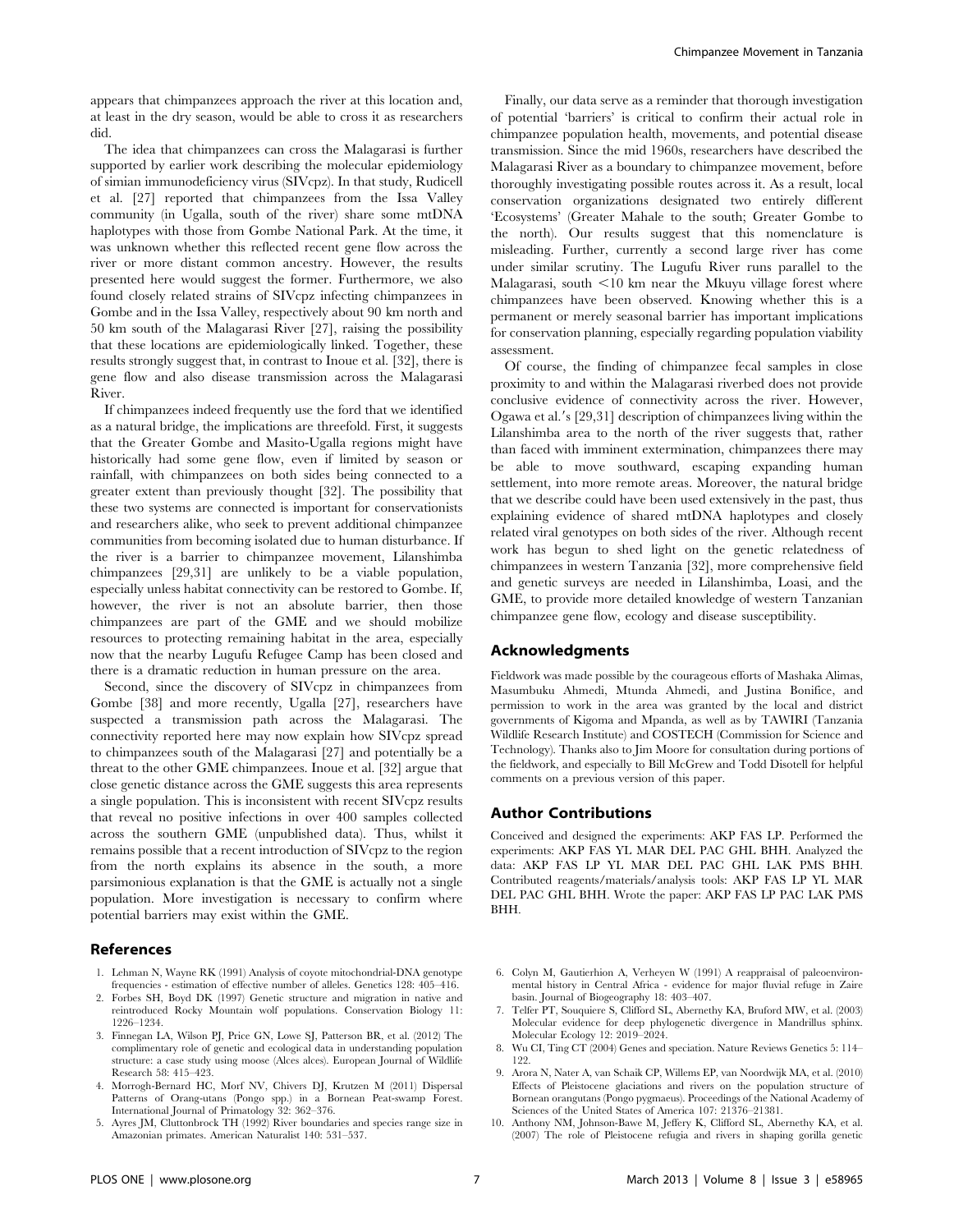appears that chimpanzees approach the river at this location and, at least in the dry season, would be able to cross it as researchers did.

The idea that chimpanzees can cross the Malagarasi is further supported by earlier work describing the molecular epidemiology of simian immunodeficiency virus (SIVcpz). In that study, Rudicell et al. [27] reported that chimpanzees from the Issa Valley community (in Ugalla, south of the river) share some mtDNA haplotypes with those from Gombe National Park. At the time, it was unknown whether this reflected recent gene flow across the river or more distant common ancestry. However, the results presented here would suggest the former. Furthermore, we also found closely related strains of SIVcpz infecting chimpanzees in Gombe and in the Issa Valley, respectively about 90 km north and 50 km south of the Malagarasi River [27], raising the possibility that these locations are epidemiologically linked. Together, these results strongly suggest that, in contrast to Inoue et al. [32], there is gene flow and also disease transmission across the Malagarasi River.

If chimpanzees indeed frequently use the ford that we identified as a natural bridge, the implications are threefold. First, it suggests that the Greater Gombe and Masito-Ugalla regions might have historically had some gene flow, even if limited by season or rainfall, with chimpanzees on both sides being connected to a greater extent than previously thought [32]. The possibility that these two systems are connected is important for conservationists and researchers alike, who seek to prevent additional chimpanzee communities from becoming isolated due to human disturbance. If the river is a barrier to chimpanzee movement, Lilanshimba chimpanzees [29,31] are unlikely to be a viable population, especially unless habitat connectivity can be restored to Gombe. If, however, the river is not an absolute barrier, then those chimpanzees are part of the GME and we should mobilize resources to protecting remaining habitat in the area, especially now that the nearby Lugufu Refugee Camp has been closed and there is a dramatic reduction in human pressure on the area.

Second, since the discovery of SIVcpz in chimpanzees from Gombe [38] and more recently, Ugalla [27], researchers have suspected a transmission path across the Malagarasi. The connectivity reported here may now explain how SIVcpz spread to chimpanzees south of the Malagarasi [27] and potentially be a threat to the other GME chimpanzees. Inoue et al. [32] argue that close genetic distance across the GME suggests this area represents a single population. This is inconsistent with recent SIVcpz results that reveal no positive infections in over 400 samples collected across the southern GME (unpublished data). Thus, whilst it remains possible that a recent introduction of SIVcpz to the region from the north explains its absence in the south, a more parsimonious explanation is that the GME is actually not a single population. More investigation is necessary to confirm where potential barriers may exist within the GME.

Finally, our data serve as a reminder that thorough investigation of potential 'barriers' is critical to confirm their actual role in chimpanzee population health, movements, and potential disease transmission. Since the mid 1960s, researchers have described the Malagarasi River as a boundary to chimpanzee movement, before thoroughly investigating possible routes across it. As a result, local conservation organizations designated two entirely different 'Ecosystems' (Greater Mahale to the south; Greater Gombe to the north). Our results suggest that this nomenclature is misleading. Further, currently a second large river has come under similar scrutiny. The Lugufu River runs parallel to the Malagarasi, south <10 km near the Mkuyu village forest where chimpanzees have been observed. Knowing whether this is a permanent or merely seasonal barrier has important implications for conservation planning, especially regarding population viability assessment.

Of course, the finding of chimpanzee fecal samples in close proximity to and within the Malagarasi riverbed does not provide conclusive evidence of connectivity across the river. However, Ogawa et al.'s [29,31] description of chimpanzees living within the Lilanshimba area to the north of the river suggests that, rather than faced with imminent extermination, chimpanzees there may be able to move southward, escaping expanding human settlement, into more remote areas. Moreover, the natural bridge that we describe could have been used extensively in the past, thus explaining evidence of shared mtDNA haplotypes and closely related viral genotypes on both sides of the river. Although recent work has begun to shed light on the genetic relatedness of chimpanzees in western Tanzania [32], more comprehensive field and genetic surveys are needed in Lilanshimba, Loasi, and the GME, to provide more detailed knowledge of western Tanzanian chimpanzee gene flow, ecology and disease susceptibility.

## Acknowledgments

Fieldwork was made possible by the courageous efforts of Mashaka Alimas, Masumbuku Ahmedi, Mtunda Ahmedi, and Justina Bonifice, and permission to work in the area was granted by the local and district governments of Kigoma and Mpanda, as well as by TAWIRI (Tanzania Wildlife Research Institute) and COSTECH (Commission for Science and Technology). Thanks also to Jim Moore for consultation during portions of the fieldwork, and especially to Bill McGrew and Todd Disotell for helpful comments on a previous version of this paper.

## Author Contributions

Conceived and designed the experiments: AKP FAS LP. Performed the experiments: AKP FAS YL MAR DEL PAC GHL BHH. Analyzed the data: AKP FAS LP YL MAR DEL PAC GHL LAK PMS BHH. Contributed reagents/materials/analysis tools: AKP FAS LP YL MAR DEL PAC GHL BHH. Wrote the paper: AKP FAS LP PAC LAK PMS BHH.

## References

1. Lehman N, Wayne RK (1991) Analysis of coyote mitochondrial-DNA genotype frequencies - estimation of effective number of alleles. Genetics 128: 405–416.
2. Forbes SH, Boyd DK (1997) Genetic structure and migration in native and reintroduced Rocky Mountain wolf populations. Conservation Biology 11: 1226–1234.
3. Finnegan LA, Wilson PJ, Price GN, Lowe SJ, Patterson BR, et al. (2012) The complimentary role of genetic and ecological data in understanding population structure: a case study using moose (Alces alces). European Journal of Wildlife Research 58: 415–423.
4. Morrogh-Bernard HC, Morf NV, Chivers DJ, Krutzen M (2011) Dispersal Patterns of Orang-utans (Pongo spp.) in a Bornean Peat-swamp Forest. International Journal of Primatology 32: 362–376.
5. Ayres JM, Cluttonbrock TH (1992) River boundaries and species range size in Amazonian primates. American Naturalist 140: 531–537.
6. Colyn M, Gautierhion A, Verheyen W (1991) A reappraisal of paleoenvironmental history in Central Africa - evidence for major fluvial refuge in Zaire basin. Journal of Biogeography 18: 403–407.
7. Telfer PT, Souquiere S, Clifford SL, Abernethy KA, Bruford MW, et al. (2003) Molecular evidence for deep phylogenetic divergence in Mandrillus sphinx. Molecular Ecology 12: 2019–2024.
8. Wu CI, Ting CT (2004) Genes and speciation. Nature Reviews Genetics 5: 114–122.
9. Arora N, Nater A, van Schaik CP, Willems EP, van Noordwijk MA, et al. (2010) Effects of Pleistocene glaciations and rivers on the population structure of Bornean orangutans (Pongo pygmaeus). Proceedings of the National Academy of Sciences of the United States of America 107: 21376–21381.
10. Anthony NM, Johnson-Bawe M, Jeffery K, Clifford SL, Abernethy KA, et al. (2007) The role of Pleistocene refugia and rivers in shaping gorilla genetic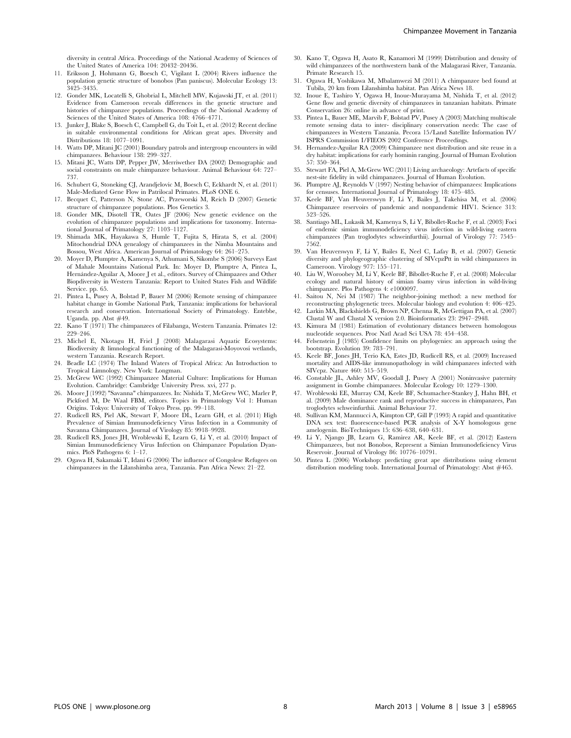diversity in central Africa. Proceedings of the National Academy of Sciences of the United States of America 104: 20432–20436.

11. Eriksson J, Hohmann G, Boesch C, Vigilant L (2004) Rivers influence the population genetic structure of bonobos (Pan paniscus). Molecular Ecology 13: 3425–3435.
12. Gonder MK, Locatelli S, Ghobrial L, Mitchell MW, Kujawski JT, et al. (2011) Evidence from Cameroon reveals differences in the genetic structure and histories of chimpanzee populations. Proceedings of the National Academy of Sciences of the United States of America 108: 4766–4771.
13. Junker J, Blake S, Boesch C, Campbell G, du Toit L, et al. (2012) Recent decline in suitable environmental conditions for African great apes. Diversity and Distributions 18: 1077–1091.
14. Watts DP, Mitani JC (2001) Boundary patrols and intergroup encounters in wild chimpanzees. Behaviour 138: 299–327.
15. Mitani JC, Watts DP, Pepper JW, Merriwether DA (2002) Demographic and social constraints on male chimpanzee behaviour. Animal Behaviour 64: 727–737.
16. Schubert G, Stoneking CJ, Arandjelovic M, Boesch C, Eckhardt N, et al. (2011) Male-Mediated Gene Flow in Patrilocal Primates. PLoS ONE 6.
17. Becquet C, Patterson N, Stone AC, Przeworski M, Reich D (2007) Genetic structure of chimpanzee populations. Plos Genetics 3.
18. Gonder MK, Disotell TR, Oates JF (2006) New genetic evidence on the evolution of chimpanzee populations and implications for taxonomy. International Journal of Primatology 27: 1103–1127.
19. Shimada MK, Hayakawa S, Humle T, Fujita S, Hirata S, et al. (2004) Mitochondrial DNA genealogy of chimpanzees in the Nimba Mountains and Bossou, West Africa. American Journal of Primatology 64: 261–275.
20. Moyer D, Plumptre A, Kamenya S, Athumani S, Sikombe S (2006) Surveys East of Mahale Mountains National Park. In: Moyer D, Plumptre A, Pintea L, Hernández-Aguilar A, Moore J et al., editors. Survey of Chimpazees and Other Biopdiversity in Western Tanzania: Report to United States Fish and Wildlife Service. pp. 65.
21. Pintea L, Pusey A, Bolstad P, Bauer M (2006) Remote sensing of chimpanzee habitat change in Gombe National Park, Tanzania: implications for behavioral research and conservation. International Society of Primatology. Entebbe, Uganda. pp. Abst #49.
22. Kano T (1971) The chimpanzees of Filabanga, Western Tanzania. Primates 12: 229–246.
23. Michel E, Nkotagu H, Friel J (2008) Malagarasi Aquatic Ecosystems: Biodiversity & limnological functioning of the Malagarasi-Moyovosi wetlands, western Tanzania. Research Report.
24. Beadle LC (1974) The Inland Waters of Tropical Africa: An Introduction to Tropical Limnology. New York: Longman.
25. McGrew WC (1992) Chimpanzee Material Culture: Implications for Human Evolution. Cambridge: Cambridge University Press. xvi, 277 p.
26. Moore J (1992) "Savanna" chimpanzees. In: Nishida T, McGrew WC, Marler P, Pickford M, De Waal FBM, editors. Topics in Primatology Vol 1: Human Origins. Tokyo: University of Tokyo Press. pp. 99–118.
27. Rudicell RS, Piel AK, Stewart F, Moore DL, Learn GH, et al. (2011) High Prevalence of Simian Immunodeficiency Virus Infection in a Community of Savanna Chimpanzees. Journal of Virology 85: 9918–9928.
28. Rudicell RS, Jones JH, Wroblewski E, Learn G, Li Y, et al. (2010) Impact of Simian Immunodeficiency Virus Infection on Chimpanzee Population Dynamics. PloS Pathogens 6: 1–17.
29. Ogawa H, Sakamaki T, Idani G (2006) The influence of Congolese Refugees on chimpanzees in the Lilanshimba area, Tanzania. Pan Africa News: 21–22.
30. Kano T, Ogawa H, Asato R, Kanamori M (1999) Distribution and density of wild chimpanzees of the northwestern bank of the Malagarasi River, Tanzania. Primate Research 15.
31. Ogawa H, Yoshikawa M, Mbalamwezi M (2011) A chimpanzee bed found at Tubila, 20 km from Lilanshimba habitat. Pan Africa News 18.
32. Inoue E, Tashiro Y, Ogawa H, Inoue-Murayama M, Nishida T, et al. (2012) Gene flow and genetic diversity of chimpanzees in tanzanian habitats. Primate Conservation 26: online in advance of print.
33. Pintea L, Bauer ME, Marvib F, Bolstad PV, Pusey A (2003) Matching multiscale remote sensing data to inter- disciplinary conservation needs: The case of chimpanzees in Western Tanzania. Pecora 15/Land Satellite Information IV/ ISPRS Commission I/FIEOS 2002 Conference Proceedings.
34. Hernandez-Aguilar RA (2009) Chimpanzee nest distribution and site reuse in a dry habitat: implications for early hominin ranging. Journal of Human Evolution 57: 350–364.
35. Stewart FA, Piel A, McGrew WC (2011) Living archaeology: Artefacts of specific nest-site fidelity in wild chimpanzees. Journal of Human Evolution.
36. Plumptre AJ, Reynolds V (1997) Nesting behavior of chimpanzees: Implications for censuses. International Journal of Primatology 18: 475–485.
37. Keele BF, Van Heuverswyn F, Li Y, Bailes J, Takehisa M, et al. (2006) Chimpanzee reservoirs of pandemic and nonpandemic HIV1. Science 313: 523–526.
38. Santiago ML, Lukasik M, Kamenya S, Li Y, Bibollet-Ruche F, et al. (2003) Foci of endemic simian immunodeficiency virus infection in wild-living eastern chimpanzees (Pan troglodytes schweinfurthii). Journal of Virology 77: 7545–7562.
39. Van Heuverswyn F, Li Y, Bailes E, Neel C, Lafay B, et al. (2007) Genetic diversity and phylogeographic clustering of SIVcpzPtt in wild chimpanzees in Cameroon. Virology 977: 155–171.
40. Liu W, Worobey M, Li Y, Keele BF, Bibollet-Ruche F, et al. (2008) Molecular ecology and natural history of simian foamy virus infection in wild-living chimpanzee. Plos Pathogens 4: e1000097.
41. Saitou N, Nei M (1987) The neighbor-joining method: a new method for reconstructing phylogenetic trees. Molecular biology and evolution 4: 406–425.
42. Larkin MA, Blackshields G, Brown NP, Chenna R, McGettigan PA, et al. (2007) Clustal W and Clustal X version 2.0. Bioinformatics 23: 2947–2948.
43. Kimura M (1981) Estimation of evolutionary distances between homologous nucleotide sequences. Proc Natl Acad Sci USA 78: 454–458.
44. Felsenstein J (1985) Confidence limits on phylogenies: an approach using the bootstrap. Evolution 39: 783–791.
45. Keele BF, Jones JH, Terio KA, Estes JD, Rudicell RS, et al. (2009) Increased mortality and AIDS-like immunopathology in wild chimpanzees infected with SIVcpz. Nature 460: 515–519.
46. Constable JL, Ashley MV, Goodall J, Pusey A (2001) Noninvasive paternity assignment in Gombe chimpanzees. Molecular Ecology 10: 1279–1300.
47. Wroblewski EE, Murray CM, Keele BF, Schumacher-Stankey J, Hahn BH, et al. (2009) Male dominance rank and reproductive success in chimpanzees, Pan troglodytes schweinfurthii. Animal Behaviour 77.
48. Sullivan KM, Mannucci A, Kimpton CP, Gill P (1993) A rapid and quantitative DNA sex test: fluorescence-based PCR analysis of X-Y homologous gene amelogenin. BioTechniques 15: 636–638, 640–631.
49. Li Y, Njango JB, Learn G, Ramirez AR, Keele BF, et al. (2012) Eastern Chimpanzees, but not Bonobos, Represent a Simian Immunodeficiency Virus Reservoir. Journal of Virology 86: 10776–10791.
50. Pintea L (2006) Workshop: predicting great ape distributions using element distribution modeling tools. International Journal of Primatology: Abst #465.